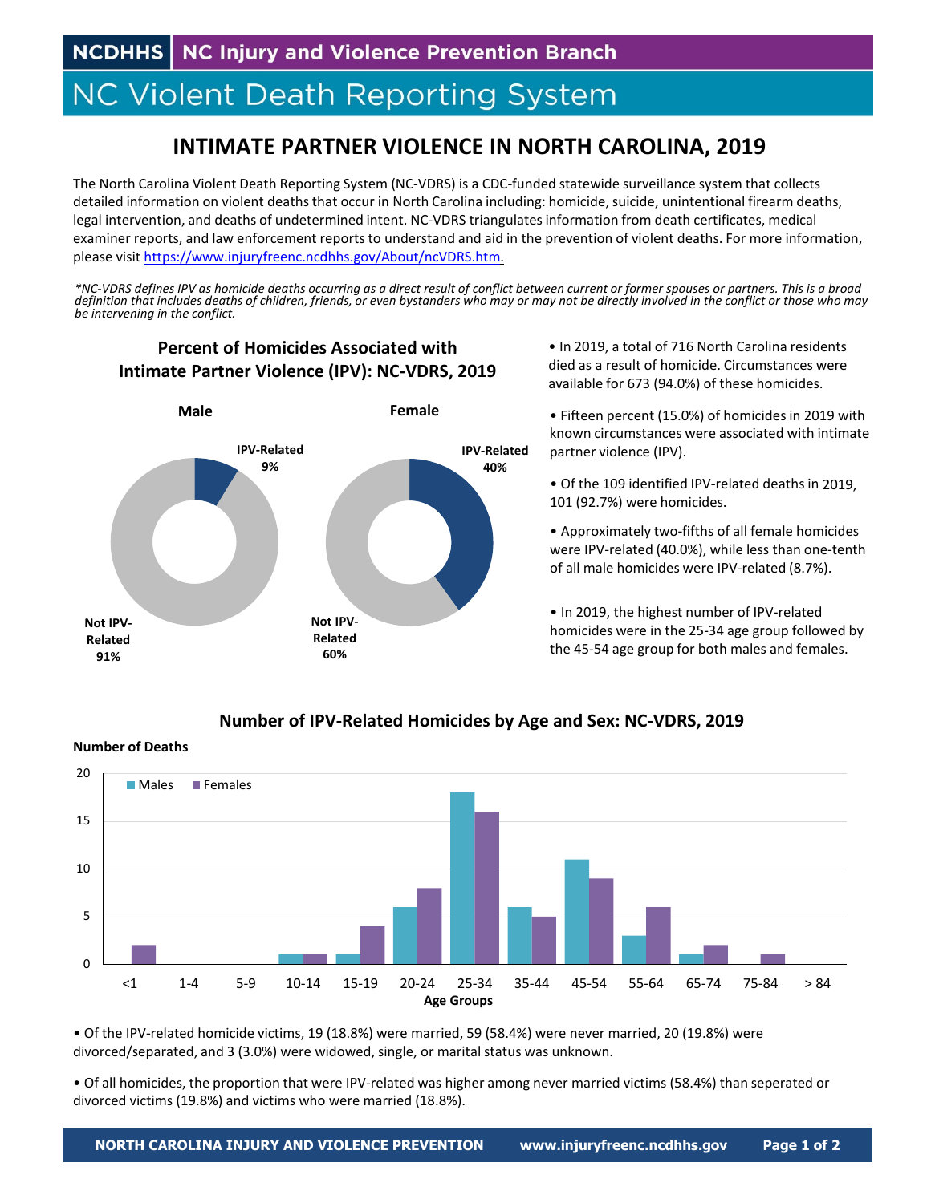NCDHHS | NC Injury and Violence Prevention Branch

# NC Violent Death Reporting System

## INTIMATE PARTNER VIOLENCE IN NORTH CAROLINA, 2019

The North Carolina Violent Death Reporting System (NC-VDRS) is a CDC-funded statewide surveillance system that collects detailed information on violent deaths that occur in North Carolina including: homicide, suicide, unintentional firearm deaths, legal intervention, and deaths of undetermined intent. NC-VDRS triangulates information from death certificates, medical examiner reports, and law enforcement reports to understand and aid in the prevention of violent deaths. For more information, please visit [https://www.injuryfreenc.ncdhhs.gov/About/ncVDRS.htm.](https://www.injuryfreenc.ncdhhs.gov/About/ncVDRS.htm)

*\*NC-VDRS defines IPV as homicide deaths occurring as a direct result of conflict between current or former spouses or partners. This is a broad definition that includes deaths of children, friends, or even bystanders who may or may not be directly involved in the conflict or those who may be intervening in the conflict.*

### Percent of Homicides Associated with Intimate Partner Violence (IPV): NC-VDRS, 2019

| | IPV-Related | Not IPV-Related |
|---|---|---|
| Male | 9% | 91% |
| Female | 40% | 60% |

- In 2019, a total of 716 North Carolina residents died as a result of homicide. Circumstances were available for 673 (94.0%) of these homicides.
- Fifteen percent (15.0%) of homicides in 2019 with known circumstances were associated with intimate partner violence (IPV).
- Of the 109 identified IPV-related deaths in 2019, 101 (92.7%) were homicides.
- Approximately two-fifths of all female homicides were IPV-related (40.0%), while less than one-tenth of all male homicides were IPV-related (8.7%).
- In 2019, the highest number of IPV-related homicides were in the 25-34 age group followed by the 45-54 age group for both males and females.

### Number of IPV-Related Homicides by Age and Sex: NC-VDRS, 2019

Number of Deaths

| Age Groups | Males | Females |
|---|---|---|
| <1 | 0 | 2 |
| 1-4 | 0 | 0 |
| 5-9 | 0 | 0 |
| 10-14 | 1 | 1 |
| 15-19 | 1 | 4 |
| 20-24 | 6 | 8 |
| 25-34 | 18 | 16 |
| 35-44 | 6 | 5 |
| 45-54 | 11 | 9 |
| 55-64 | 3 | 6 |
| 65-74 | 1 | 2 |
| 75-84 | 0 | 1 |
| > 84 | 0 | 0 |

- Of the IPV-related homicide victims, 19 (18.8%) were married, 59 (58.4%) were never married, 20 (19.8%) were divorced/separated, and 3 (3.0%) were widowed, single, or marital status was unknown.
- Of all homicides, the proportion that were IPV-related was higher among never married victims (58.4%) than seperated or divorced victims (19.8%) and victims who were married (18.8%).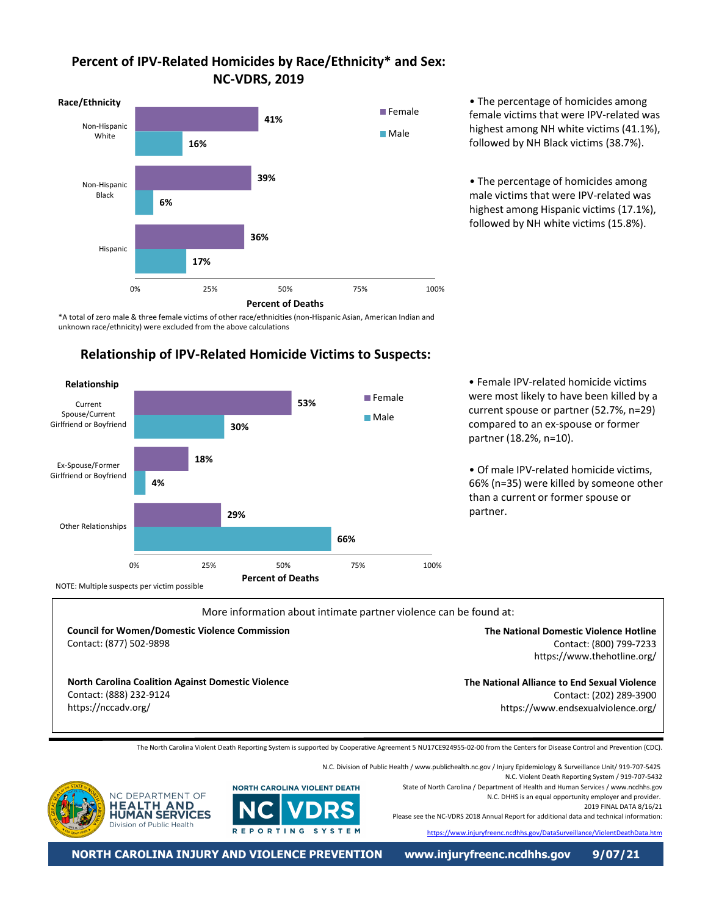## Percent of IPV-Related Homicides by Race/Ethnicity* and Sex: NC-VDRS, 2019

Race/Ethnicity

Female
Male

Non-Hispanic White
41%
16%

Non-Hispanic Black
39%
6%

Hispanic
36%
17%

0%
25%
50%
75%
100%

Percent of Deaths

*A total of zero male & three female victims of other race/ethnicities (non-Hispanic Asian, American Indian and unknown race/ethnicity) were excluded from the above calculations

- The percentage of homicides among female victims that were IPV-related was highest among NH white victims (41.1%), followed by NH Black victims (38.7%).
- The percentage of homicides among male victims that were IPV-related was highest among Hispanic victims (17.1%), followed by NH white victims (15.8%).

## Relationship of IPV-Related Homicide Victims to Suspects:

Relationship

Female
Male

Current Spouse/Current Girlfriend or Boyfriend
53%
30%

Ex-Spouse/Former Girlfriend or Boyfriend
18%
4%

Other Relationships
29%
66%

0%
25%
50%
75%
100%

Percent of Deaths

NOTE: Multiple suspects per victim possible

- Female IPV-related homicide victims were most likely to have been killed by a current spouse or partner (52.7%, n=29) compared to an ex-spouse or former partner (18.2%, n=10).
- Of male IPV-related homicide victims, 66% (n=35) were killed by someone other than a current or former spouse or partner.

More information about intimate partner violence can be found at:

**Council for Women/Domestic Violence Commission**
Contact: (877) 502-9898

**The National Domestic Violence Hotline**
Contact: (800) 799-7233
https://www.thehotline.org/

**North Carolina Coalition Against Domestic Violence**
Contact: (888) 232-9124
https://nccadv.org/

**The National Alliance to End Sexual Violence**
Contact: (202) 289-3900
https://www.endsexualviolence.org/

The North Carolina Violent Death Reporting System is supported by Cooperative Agreement 5 NU17CE924955-02-00 from the Centers for Disease Control and Prevention (CDC).

N.C. Division of Public Health / www.publichealth.nc.gov / Injury Epidemiology & Surveillance Unit/ 919-707-5425
N.C. Violent Death Reporting System / 919-707-5432
State of North Carolina / Department of Health and Human Services / www.ncdhhs.gov
N.C. DHHS is an equal opportunity employer and provider.
2019 FINAL DATA 8/16/21
Please see the NC-VDRS 2018 Annual Report for additional data and technical information:
https://www.injuryfreenc.ncdhhs.gov/DataSurveillance/ViolentDeathData.htm

NC DEPARTMENT OF HEALTH AND HUMAN SERVICES Division of Public Health

NORTH CAROLINA VIOLENT DEATH NC VDRS REPORTING SYSTEM

**NORTH CAROLINA INJURY AND VIOLENCE PREVENTION www.injuryfreenc.ncdhhs.gov 9/07/21**